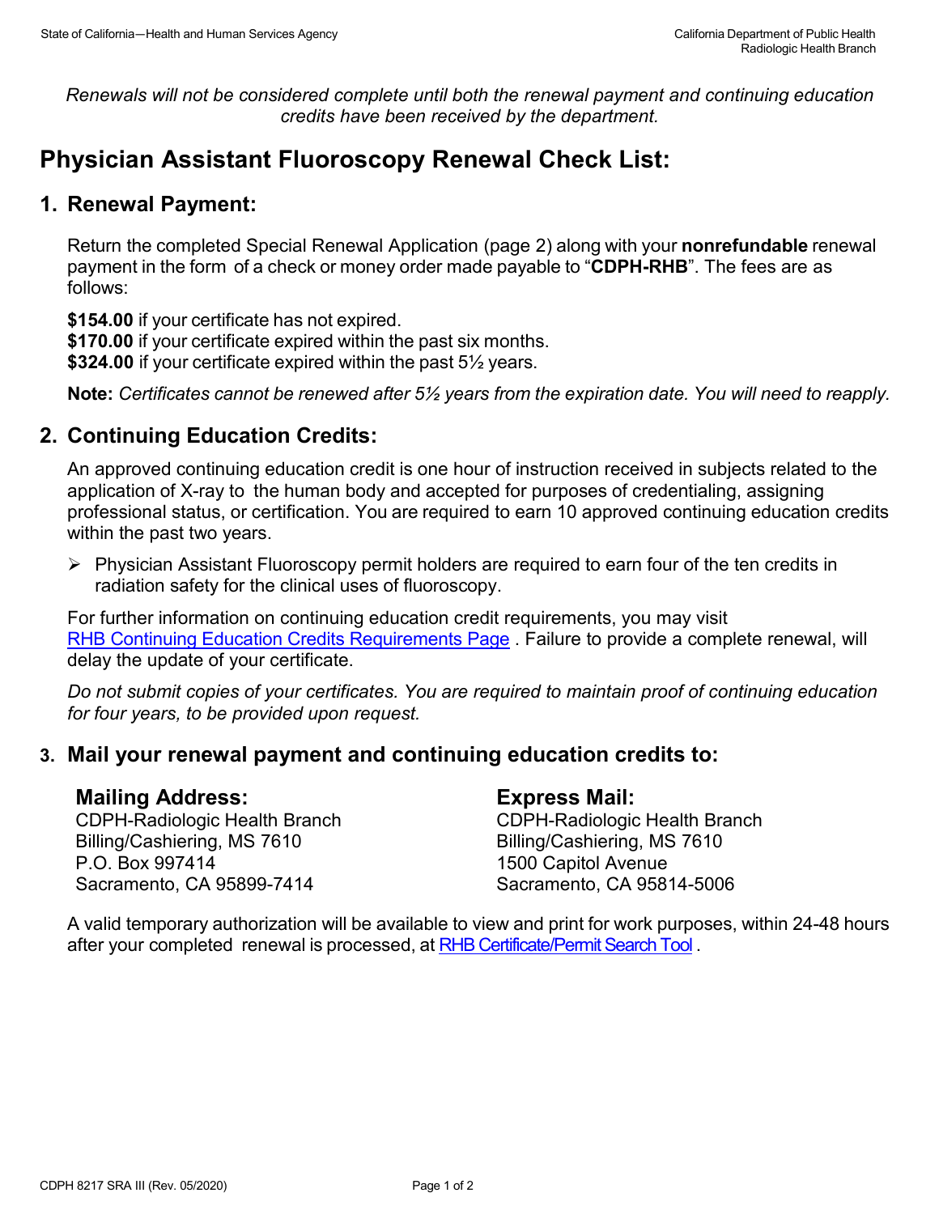*Renewals will not be considered complete until both the renewal payment and continuing education credits have been received by the department.*

# Physician Assistant Fluoroscopy Renewal Check List:

## 1. Renewal Payment:

Return the completed Special Renewal Application (page 2) along with your **nonrefundable** renewal payment in the form of a check or money order made payable to "**CDPH-RHB**". The fees are as follows:

**$154.00** if your certificate has not expired.
**$170.00** if your certificate expired within the past six months.
**$324.00** if your certificate expired within the past 5½ years.

**Note:** *Certificates cannot be renewed after 5½ years from the expiration date. You will need to reapply.*

## 2. Continuing Education Credits:

An approved continuing education credit is one hour of instruction received in subjects related to the application of X-ray to the human body and accepted for purposes of credentialing, assigning professional status, or certification. You are required to earn 10 approved continuing education credits within the past two years.

- Physician Assistant Fluoroscopy permit holders are required to earn four of the ten credits in radiation safety for the clinical uses of fluoroscopy.

For further information on continuing education credit requirements, you may visit RHB Continuing Education Credits Requirements Page . Failure to provide a complete renewal, will delay the update of your certificate.

*Do not submit copies of your certificates. You are required to maintain proof of continuing education for four years, to be provided upon request.*

## 3. Mail your renewal payment and continuing education credits to:

**Mailing Address:**
CDPH-Radiologic Health Branch
Billing/Cashiering, MS 7610
P.O. Box 997414
Sacramento, CA 95899-7414

**Express Mail:**
CDPH-Radiologic Health Branch
Billing/Cashiering, MS 7610
1500 Capitol Avenue
Sacramento, CA 95814-5006

A valid temporary authorization will be available to view and print for work purposes, within 24-48 hours after your completed renewal is processed, at RHB Certificate/Permit Search Tool .

CDPH 8217 SRA III (Rev. 05/2020)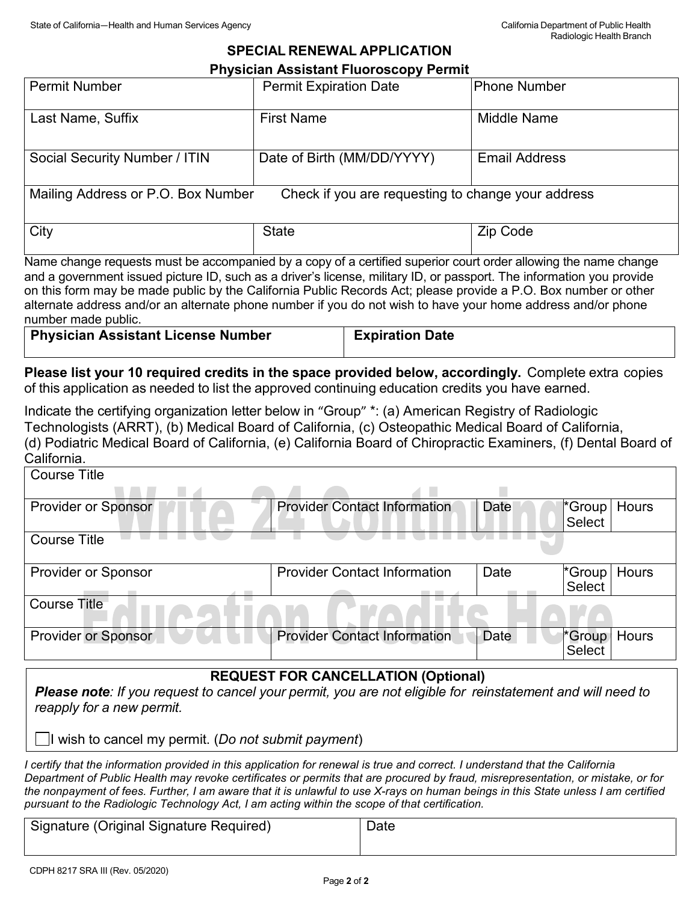State of California—Health and Human Services Agency

California Department of Public Health
Radiologic Health Branch

## SPECIAL RENEWAL APPLICATION

### Physician Assistant Fluoroscopy Permit

| | | |
|---|---|---|
| Permit Number | Permit Expiration Date | Phone Number |
| Last Name, Suffix | First Name | Middle Name |
| Social Security Number / ITIN | Date of Birth (MM/DD/YYYY) | Email Address |
| Mailing Address or P.O. Box Number | Check if you are requesting to change your address | |
| City | State | Zip Code |

Name change requests must be accompanied by a copy of a certified superior court order allowing the name change and a government issued picture ID, such as a driver's license, military ID, or passport. The information you provide on this form may be made public by the California Public Records Act; please provide a P.O. Box number or other alternate address and/or an alternate phone number if you do not wish to have your home address and/or phone number made public.

| **Physician Assistant License Number** | **Expiration Date** |
|---|---|
| | |

**Please list your 10 required credits in the space provided below, accordingly.** Complete extra copies of this application as needed to list the approved continuing education credits you have earned.

Indicate the certifying organization letter below in "Group" *: (a) American Registry of Radiologic Technologists (ARRT), (b) Medical Board of California, (c) Osteopathic Medical Board of California, (d) Podiatric Medical Board of California, (e) California Board of Chiropractic Examiners, (f) Dental Board of California.

Write 24 Continuing Education Credits Here

| | | | | |
|---|---|---|---|---|
| Course Title | | | | |
| Provider or Sponsor | Provider Contact Information | Date | *Group Select | Hours |
| Course Title | | | | |
| Provider or Sponsor | Provider Contact Information | Date | *Group Select | Hours |
| Course Title | | | | |
| Provider or Sponsor | Provider Contact Information | Date | *Group Select | Hours |

**REQUEST FOR CANCELLATION (Optional)**

***Please note**: If you request to cancel your permit, you are not eligible for reinstatement and will need to reapply for a new permit.*

☐ I wish to cancel my permit. (*Do not submit payment*)

*I certify that the information provided in this application for renewal is true and correct. I understand that the California Department of Public Health may revoke certificates or permits that are procured by fraud, misrepresentation, or mistake, or for the nonpayment of fees. Further, I am aware that it is unlawful to use X-rays on human beings in this State unless I am certified pursuant to the Radiologic Technology Act, I am acting within the scope of that certification.*

| Signature (Original Signature Required) | Date |
|---|---|
| | |

CDPH 8217 SRA III (Rev. 05/2020)